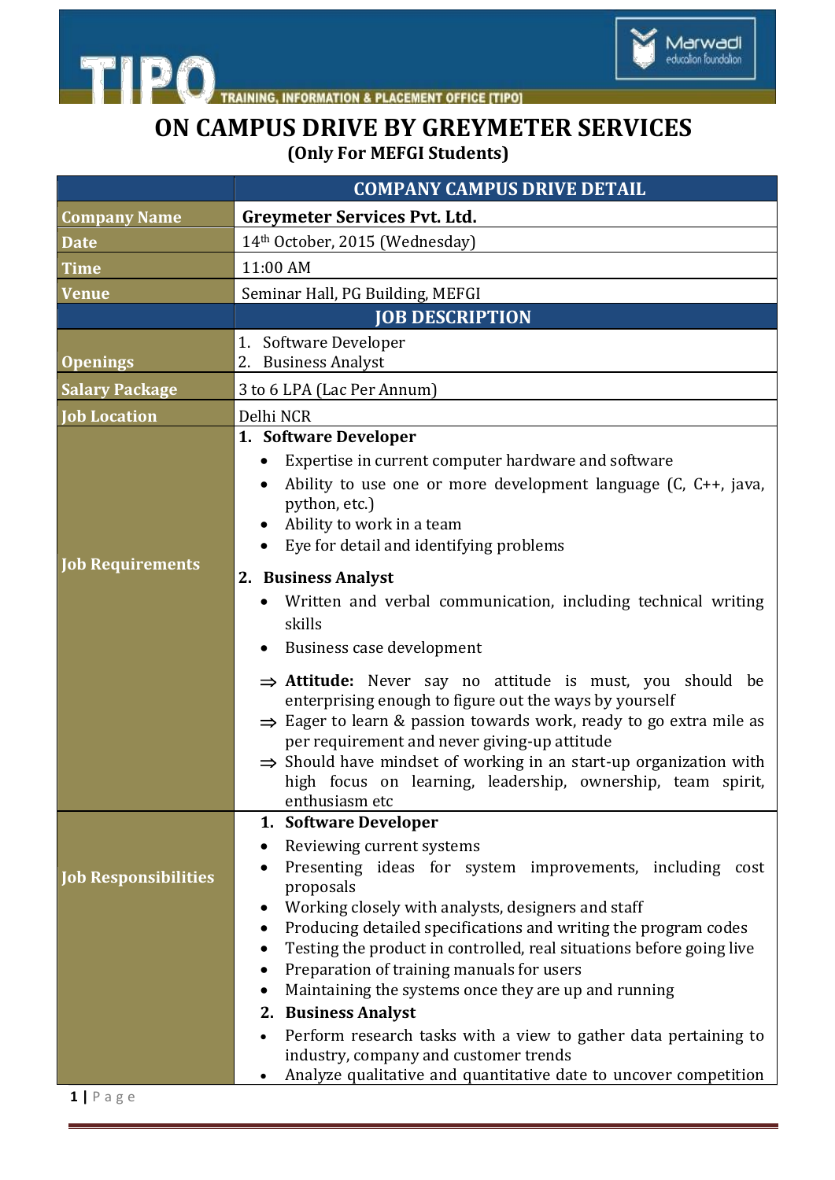TIPO

TRAINING, INFORMATION & PLACEMENT OFFICE [TIPO]

Marwadi education foundation

# ON CAMPUS DRIVE BY GREYMETER SERVICES

**(Only For MEFGI Students)**

| | COMPANY CAMPUS DRIVE DETAIL |
|---|---|
| **Company Name** | **Greymeter Services Pvt. Ltd.** |
| **Date** | 14th October, 2015 (Wednesday) |
| **Time** | 11:00 AM |
| **Venue** | Seminar Hall, PG Building, MEFGI |
| | **JOB DESCRIPTION** |
| **Openings** | 1. Software Developer<br>2. Business Analyst |
| **Salary Package** | 3 to 6 LPA (Lac Per Annum) |
| **Job Location** | Delhi NCR |
| **Job Requirements** | **1. Software Developer**<br>• Expertise in current computer hardware and software<br>• Ability to use one or more development language (C, C++, java, python, etc.)<br>• Ability to work in a team<br>• Eye for detail and identifying problems<br>**2. Business Analyst**<br>• Written and verbal communication, including technical writing skills<br>• Business case development<br>⇒ **Attitude:** Never say no attitude is must, you should be enterprising enough to figure out the ways by yourself<br>⇒ Eager to learn & passion towards work, ready to go extra mile as per requirement and never giving-up attitude<br>⇒ Should have mindset of working in an start-up organization with high focus on learning, leadership, ownership, team spirit, enthusiasm etc |
| **Job Responsibilities** | **1. Software Developer**<br>• Reviewing current systems<br>• Presenting ideas for system improvements, including cost proposals<br>• Working closely with analysts, designers and staff<br>• Producing detailed specifications and writing the program codes<br>• Testing the product in controlled, real situations before going live<br>• Preparation of training manuals for users<br>• Maintaining the systems once they are up and running<br>**2. Business Analyst**<br>• Perform research tasks with a view to gather data pertaining to industry, company and customer trends<br>• Analyze qualitative and quantitative date to uncover competition |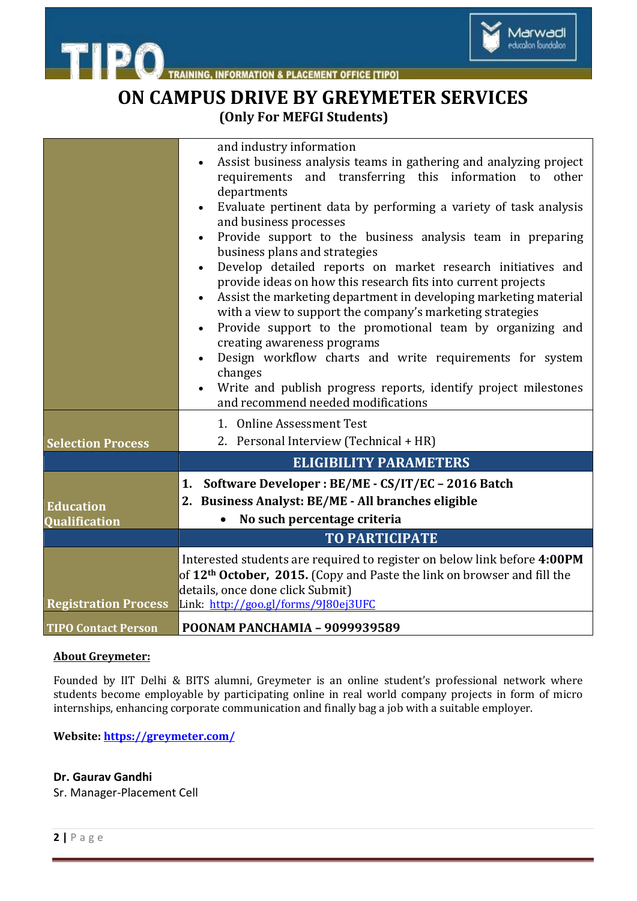# ON CAMPUS DRIVE BY GREYMETER SERVICES

**(Only For MEFGI Students)**

| | |
|---|---|
| | and industry information<br>• Assist business analysis teams in gathering and analyzing project requirements and transferring this information to other departments<br>• Evaluate pertinent data by performing a variety of task analysis and business processes<br>• Provide support to the business analysis team in preparing business plans and strategies<br>• Develop detailed reports on market research initiatives and provide ideas on how this research fits into current projects<br>• Assist the marketing department in developing marketing material with a view to support the company's marketing strategies<br>• Provide support to the promotional team by organizing and creating awareness programs<br>• Design workflow charts and write requirements for system changes<br>• Write and publish progress reports, identify project milestones and recommend needed modifications |
| **Selection Process** | 1. Online Assessment Test<br>2. Personal Interview (Technical + HR) |
| | **ELIGIBILITY PARAMETERS** |
| **Education Qualification** | **1. Software Developer : BE/ME - CS/IT/EC – 2016 Batch**<br>**2. Business Analyst: BE/ME - All branches eligible**<br>• **No such percentage criteria** |
| | **TO PARTICIPATE** |
| **Registration Process** | Interested students are required to register on below link before **4:00PM** of **12th October, 2015.** (Copy and Paste the link on browser and fill the details, once done click Submit)<br>Link: http://goo.gl/forms/9J80ej3UFC |
| **TIPO Contact Person** | **POONAM PANCHAMIA – 9099939589** |

**About Greymeter:**

Founded by IIT Delhi & BITS alumni, Greymeter is an online student's professional network where students become employable by participating online in real world company projects in form of micro internships, enhancing corporate communication and finally bag a job with a suitable employer.

**Website: https://greymeter.com/**

**Dr. Gaurav Gandhi**
Sr. Manager-Placement Cell